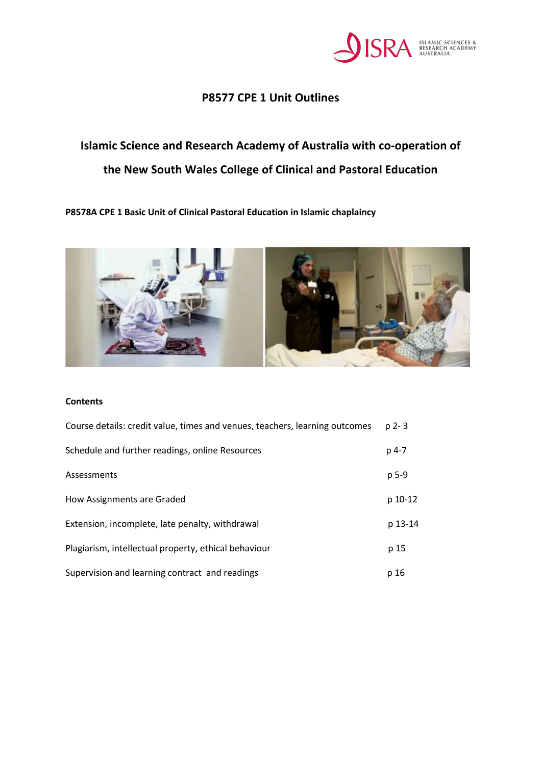ISRA ISLAMIC SCIENCES & RESEARCH ACADEMY AUSTRALIA

# P8577 CPE 1 Unit Outlines

## Islamic Science and Research Academy of Australia with co-operation of the New South Wales College of Clinical and Pastoral Education

**P8578A CPE 1 Basic Unit of Clinical Pastoral Education in Islamic chaplaincy**

**Contents**

| | |
|---|---|
| Course details: credit value, times and venues, teachers, learning outcomes | p 2- 3 |
| Schedule and further readings, online Resources | p 4-7 |
| Assessments | p 5-9 |
| How Assignments are Graded | p 10-12 |
| Extension, incomplete, late penalty, withdrawal | p 13-14 |
| Plagiarism, intellectual property, ethical behaviour | p 15 |
| Supervision and learning contract and readings | p 16 |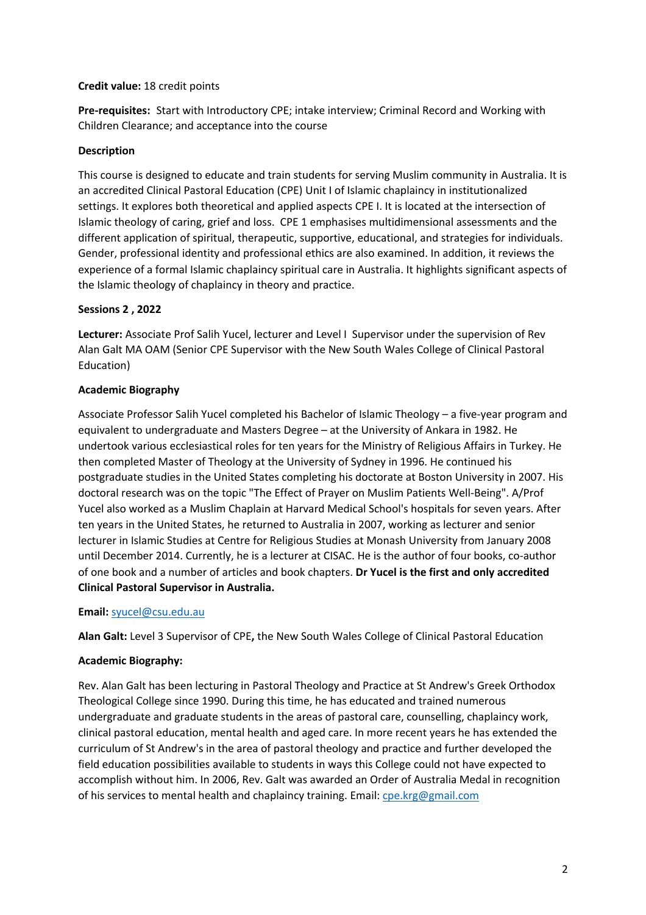**Credit value:** 18 credit points

**Pre-requisites:** Start with Introductory CPE; intake interview; Criminal Record and Working with Children Clearance; and acceptance into the course

**Description**

This course is designed to educate and train students for serving Muslim community in Australia. It is an accredited Clinical Pastoral Education (CPE) Unit I of Islamic chaplaincy in institutionalized settings. It explores both theoretical and applied aspects CPE I. It is located at the intersection of Islamic theology of caring, grief and loss. CPE 1 emphasises multidimensional assessments and the different application of spiritual, therapeutic, supportive, educational, and strategies for individuals. Gender, professional identity and professional ethics are also examined. In addition, it reviews the experience of a formal Islamic chaplaincy spiritual care in Australia. It highlights significant aspects of the Islamic theology of chaplaincy in theory and practice.

**Sessions 2 , 2022**

**Lecturer:** Associate Prof Salih Yucel, lecturer and Level I Supervisor under the supervision of Rev Alan Galt MA OAM (Senior CPE Supervisor with the New South Wales College of Clinical Pastoral Education)

**Academic Biography**

Associate Professor Salih Yucel completed his Bachelor of Islamic Theology – a five-year program and equivalent to undergraduate and Masters Degree – at the University of Ankara in 1982. He undertook various ecclesiastical roles for ten years for the Ministry of Religious Affairs in Turkey. He then completed Master of Theology at the University of Sydney in 1996. He continued his postgraduate studies in the United States completing his doctorate at Boston University in 2007. His doctoral research was on the topic "The Effect of Prayer on Muslim Patients Well-Being". A/Prof Yucel also worked as a Muslim Chaplain at Harvard Medical School's hospitals for seven years. After ten years in the United States, he returned to Australia in 2007, working as lecturer and senior lecturer in Islamic Studies at Centre for Religious Studies at Monash University from January 2008 until December 2014. Currently, he is a lecturer at CISAC. He is the author of four books, co-author of one book and a number of articles and book chapters. **Dr Yucel is the first and only accredited Clinical Pastoral Supervisor in Australia.**

**Email:** syucel@csu.edu.au

**Alan Galt:** Level 3 Supervisor of CPE**,** the New South Wales College of Clinical Pastoral Education

**Academic Biography:**

Rev. Alan Galt has been lecturing in Pastoral Theology and Practice at St Andrew's Greek Orthodox Theological College since 1990. During this time, he has educated and trained numerous undergraduate and graduate students in the areas of pastoral care, counselling, chaplaincy work, clinical pastoral education, mental health and aged care. In more recent years he has extended the curriculum of St Andrew's in the area of pastoral theology and practice and further developed the field education possibilities available to students in ways this College could not have expected to accomplish without him. In 2006, Rev. Galt was awarded an Order of Australia Medal in recognition of his services to mental health and chaplaincy training. Email: cpe.krg@gmail.com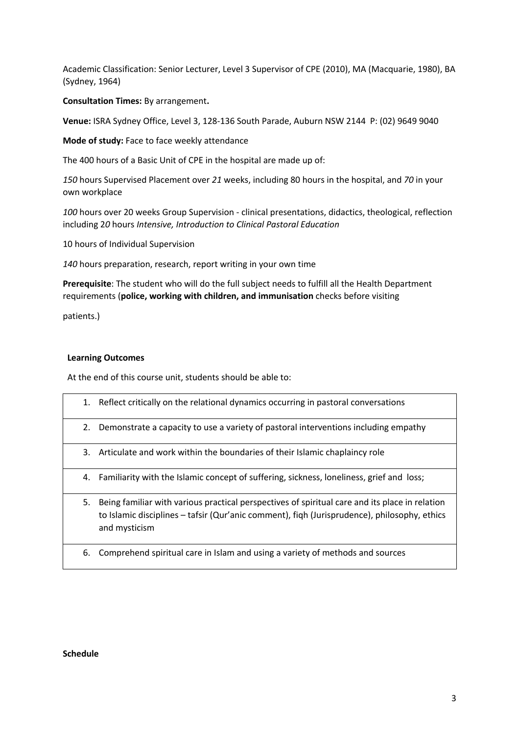Academic Classification: Senior Lecturer, Level 3 Supervisor of CPE (2010), MA (Macquarie, 1980), BA (Sydney, 1964)

**Consultation Times:** By arrangement**.**

**Venue:** ISRA Sydney Office, Level 3, 128-136 South Parade, Auburn NSW 2144 P: (02) 9649 9040

**Mode of study:** Face to face weekly attendance

The 400 hours of a Basic Unit of CPE in the hospital are made up of:

*150* hours Supervised Placement over *21* weeks, including 80 hours in the hospital, and *70* in your own workplace

*100* hours over 20 weeks Group Supervision - clinical presentations, didactics, theological, reflection including 2*0* hours *Intensive, Introduction to Clinical Pastoral Education*

10 hours of Individual Supervision

*140* hours preparation, research, report writing in your own time

**Prerequisite**: The student who will do the full subject needs to fulfill all the Health Department requirements (**police, working with children, and immunisation** checks before visiting

patients.)

**Learning Outcomes**

At the end of this course unit, students should be able to:

| |
|---|
| 1. Reflect critically on the relational dynamics occurring in pastoral conversations |
| 2. Demonstrate a capacity to use a variety of pastoral interventions including empathy |
| 3. Articulate and work within the boundaries of their Islamic chaplaincy role |
| 4. Familiarity with the Islamic concept of suffering, sickness, loneliness, grief and loss; |
| 5. Being familiar with various practical perspectives of spiritual care and its place in relation to Islamic disciplines – tafsir (Qur'anic comment), fiqh (Jurisprudence), philosophy, ethics and mysticism |
| 6. Comprehend spiritual care in Islam and using a variety of methods and sources |

**Schedule**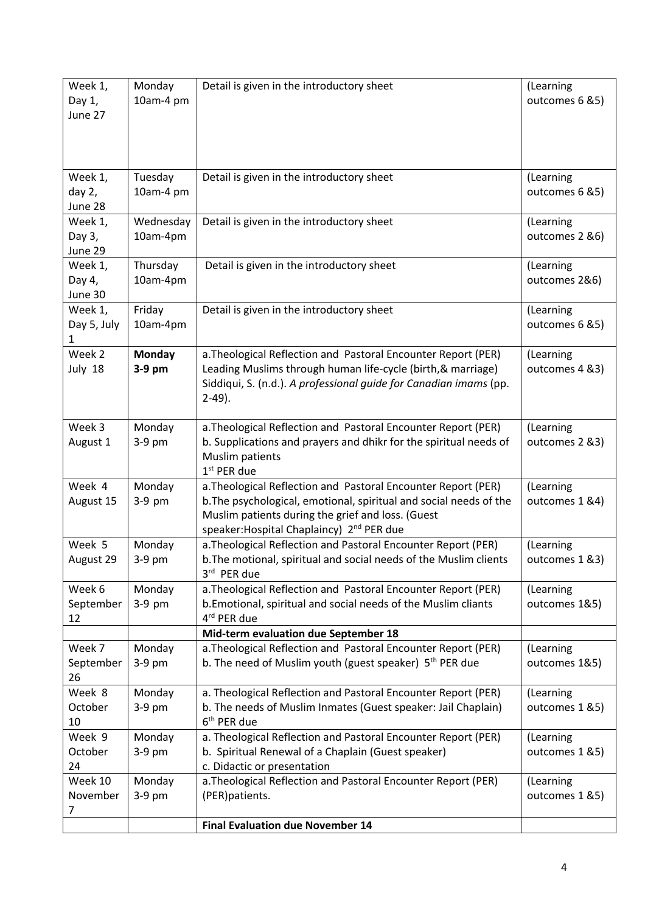| Week 1, Day 1, June 27 | Monday 10am-4 pm | Detail is given in the introductory sheet | (Learning outcomes 6 &5) |
|---|---|---|---|
| Week 1, day 2, June 28 | Tuesday 10am-4 pm | Detail is given in the introductory sheet | (Learning outcomes 6 &5) |
| Week 1, Day 3, June 29 | Wednesday 10am-4pm | Detail is given in the introductory sheet | (Learning outcomes 2 &6) |
| Week 1, Day 4, June 30 | Thursday 10am-4pm | Detail is given in the introductory sheet | (Learning outcomes 2&6) |
| Week 1, Day 5, July 1 | Friday 10am-4pm | Detail is given in the introductory sheet | (Learning outcomes 6 &5) |
| Week 2 July 18 | **Monday 3-9 pm** | a.Theological Reflection and Pastoral Encounter Report (PER) Leading Muslims through human life-cycle (birth,& marriage) Siddiqui, S. (n.d.). *A professional guide for Canadian imams* (pp. 2-49). | (Learning outcomes 4 &3) |
| Week 3 August 1 | Monday 3-9 pm | a.Theological Reflection and Pastoral Encounter Report (PER) b. Supplications and prayers and dhikr for the spiritual needs of Muslim patients 1st PER due | (Learning outcomes 2 &3) |
| Week 4 August 15 | Monday 3-9 pm | a.Theological Reflection and Pastoral Encounter Report (PER) b.The psychological, emotional, spiritual and social needs of the Muslim patients during the grief and loss. (Guest speaker:Hospital Chaplaincy) 2nd PER due | (Learning outcomes 1 &4) |
| Week 5 August 29 | Monday 3-9 pm | a.Theological Reflection and Pastoral Encounter Report (PER) b.The motional, spiritual and social needs of the Muslim clients 3rd PER due | (Learning outcomes 1 &3) |
| Week 6 September 12 | Monday 3-9 pm | a.Theological Reflection and Pastoral Encounter Report (PER) b.Emotional, spiritual and social needs of the Muslim cliants 4rd PER due | (Learning outcomes 1&5) |
| | | **Mid-term evaluation due September 18** | |
| Week 7 September 26 | Monday 3-9 pm | a.Theological Reflection and Pastoral Encounter Report (PER) b. The need of Muslim youth (guest speaker) 5th PER due | (Learning outcomes 1&5) |
| Week 8 October 10 | Monday 3-9 pm | a. Theological Reflection and Pastoral Encounter Report (PER) b. The needs of Muslim Inmates (Guest speaker: Jail Chaplain) 6th PER due | (Learning outcomes 1 &5) |
| Week 9 October 24 | Monday 3-9 pm | a. Theological Reflection and Pastoral Encounter Report (PER) b. Spiritual Renewal of a Chaplain (Guest speaker) c. Didactic or presentation | (Learning outcomes 1 &5) |
| Week 10 November 7 | Monday 3-9 pm | a.Theological Reflection and Pastoral Encounter Report (PER) (PER)patients. | (Learning outcomes 1 &5) |
| | | **Final Evaluation due November 14** | |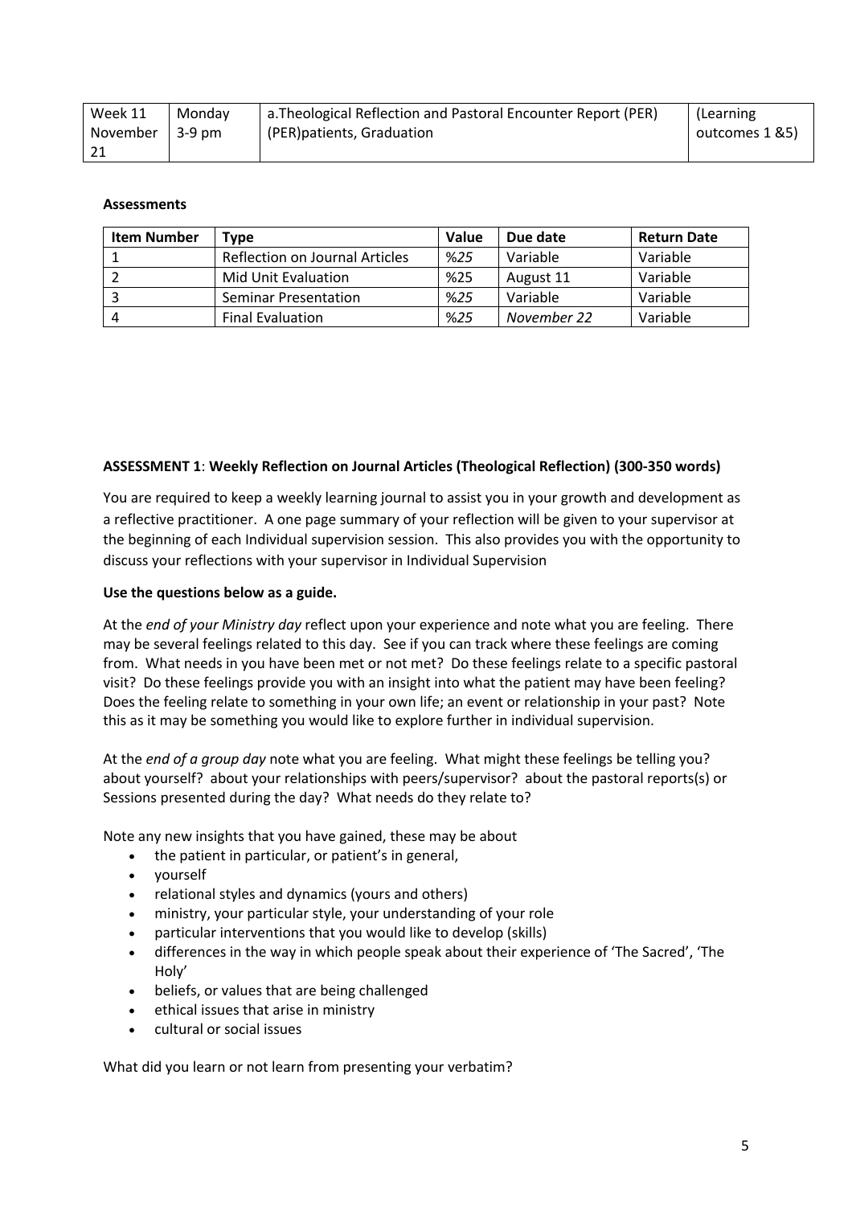| Week 11 November 21 | Monday 3-9 pm | a.Theological Reflection and Pastoral Encounter Report (PER) (PER)patients, Graduation | (Learning outcomes 1 &5) |
|---|---|---|---|

**Assessments**

| Item Number | Type | Value | Due date | Return Date |
|---|---|---|---|---|
| 1 | Reflection on Journal Articles | *%25* | Variable | Variable |
| 2 | Mid Unit Evaluation | %25 | August 11 | Variable |
| 3 | Seminar Presentation | *%25* | Variable | Variable |
| 4 | Final Evaluation | *%25* | *November 22* | Variable |

**ASSESSMENT 1**: **Weekly Reflection on Journal Articles (Theological Reflection) (300-350 words)**

You are required to keep a weekly learning journal to assist you in your growth and development as a reflective practitioner. A one page summary of your reflection will be given to your supervisor at the beginning of each Individual supervision session. This also provides you with the opportunity to discuss your reflections with your supervisor in Individual Supervision

**Use the questions below as a guide.**

At the *end of your Ministry day* reflect upon your experience and note what you are feeling. There may be several feelings related to this day. See if you can track where these feelings are coming from. What needs in you have been met or not met? Do these feelings relate to a specific pastoral visit? Do these feelings provide you with an insight into what the patient may have been feeling? Does the feeling relate to something in your own life; an event or relationship in your past? Note this as it may be something you would like to explore further in individual supervision.

At the *end of a group day* note what you are feeling. What might these feelings be telling you? about yourself? about your relationships with peers/supervisor? about the pastoral reports(s) or Sessions presented during the day? What needs do they relate to?

Note any new insights that you have gained, these may be about

- the patient in particular, or patient's in general,
- yourself
- relational styles and dynamics (yours and others)
- ministry, your particular style, your understanding of your role
- particular interventions that you would like to develop (skills)
- differences in the way in which people speak about their experience of 'The Sacred', 'The Holy'
- beliefs, or values that are being challenged
- ethical issues that arise in ministry
- cultural or social issues

What did you learn or not learn from presenting your verbatim?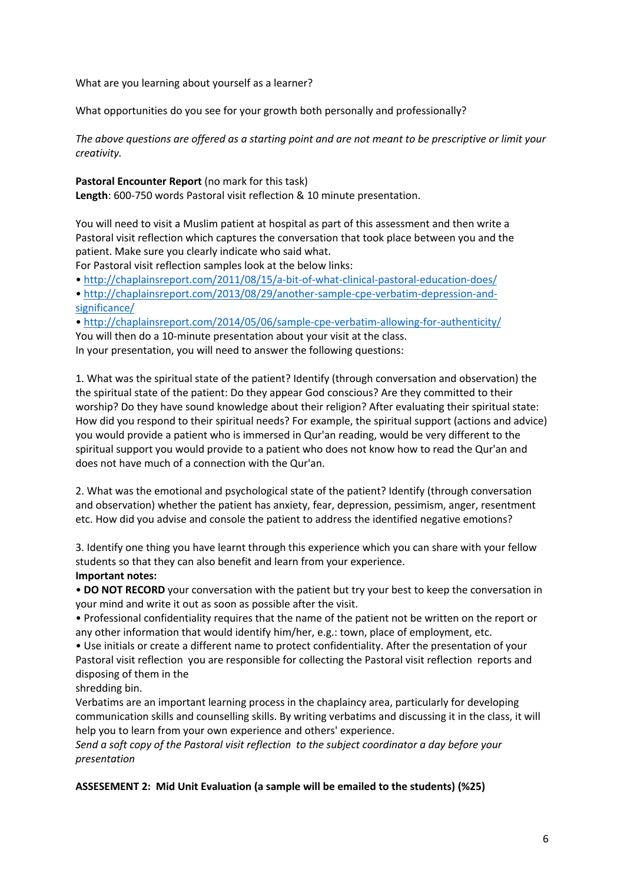What are you learning about yourself as a learner?

What opportunities do you see for your growth both personally and professionally?

*The above questions are offered as a starting point and are not meant to be prescriptive or limit your creativity.*

**Pastoral Encounter Report** (no mark for this task)
**Length**: 600-750 words Pastoral visit reflection & 10 minute presentation.

You will need to visit a Muslim patient at hospital as part of this assessment and then write a Pastoral visit reflection which captures the conversation that took place between you and the patient. Make sure you clearly indicate who said what.
For Pastoral visit reflection samples look at the below links:

- http://chaplainsreport.com/2011/08/15/a-bit-of-what-clinical-pastoral-education-does/
- http://chaplainsreport.com/2013/08/29/another-sample-cpe-verbatim-depression-and-significance/
- http://chaplainsreport.com/2014/05/06/sample-cpe-verbatim-allowing-for-authenticity/

You will then do a 10-minute presentation about your visit at the class.
In your presentation, you will need to answer the following questions:

1. What was the spiritual state of the patient? Identify (through conversation and observation) the the spiritual state of the patient: Do they appear God conscious? Are they committed to their worship? Do they have sound knowledge about their religion? After evaluating their spiritual state: How did you respond to their spiritual needs? For example, the spiritual support (actions and advice) you would provide a patient who is immersed in Qur'an reading, would be very different to the spiritual support you would provide to a patient who does not know how to read the Qur'an and does not have much of a connection with the Qur'an.

2. What was the emotional and psychological state of the patient? Identify (through conversation and observation) whether the patient has anxiety, fear, depression, pessimism, anger, resentment etc. How did you advise and console the patient to address the identified negative emotions?

3. Identify one thing you have learnt through this experience which you can share with your fellow students so that they can also benefit and learn from your experience.

**Important notes:**

- **DO NOT RECORD** your conversation with the patient but try your best to keep the conversation in your mind and write it out as soon as possible after the visit.
- Professional confidentiality requires that the name of the patient not be written on the report or any other information that would identify him/her, e.g.: town, place of employment, etc.
- Use initials or create a different name to protect confidentiality. After the presentation of your Pastoral visit reflection you are responsible for collecting the Pastoral visit reflection reports and disposing of them in the shredding bin.

Verbatims are an important learning process in the chaplaincy area, particularly for developing communication skills and counselling skills. By writing verbatims and discussing it in the class, it will help you to learn from your own experience and others' experience.
*Send a soft copy of the Pastoral visit reflection to the subject coordinator a day before your presentation*

**ASSESEMENT 2: Mid Unit Evaluation (a sample will be emailed to the students) (%25)**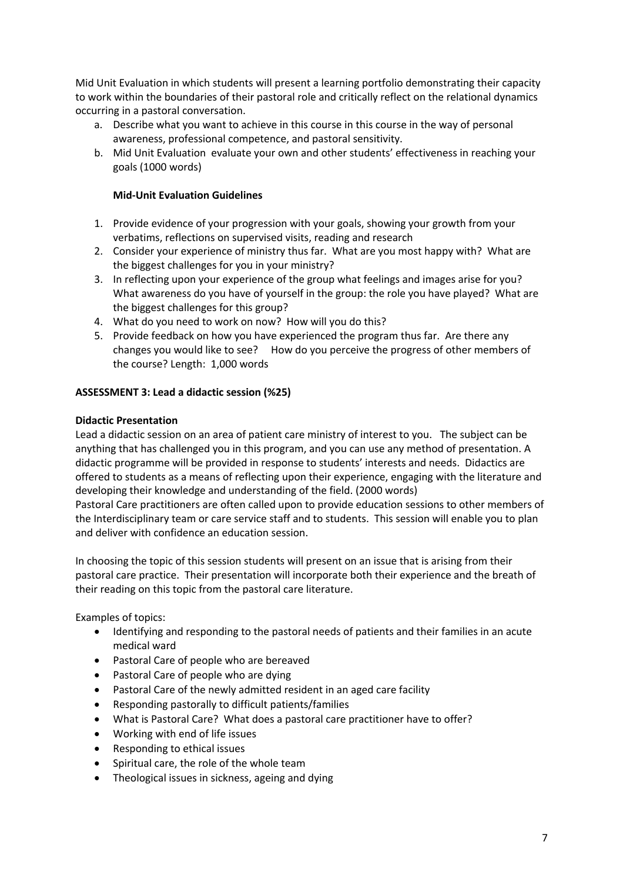Mid Unit Evaluation in which students will present a learning portfolio demonstrating their capacity to work within the boundaries of their pastoral role and critically reflect on the relational dynamics occurring in a pastoral conversation.

a. Describe what you want to achieve in this course in this course in the way of personal awareness, professional competence, and pastoral sensitivity.
b. Mid Unit Evaluation evaluate your own and other students' effectiveness in reaching your goals (1000 words)

**Mid-Unit Evaluation Guidelines**

1. Provide evidence of your progression with your goals, showing your growth from your verbatims, reflections on supervised visits, reading and research
2. Consider your experience of ministry thus far. What are you most happy with? What are the biggest challenges for you in your ministry?
3. In reflecting upon your experience of the group what feelings and images arise for you? What awareness do you have of yourself in the group: the role you have played? What are the biggest challenges for this group?
4. What do you need to work on now? How will you do this?
5. Provide feedback on how you have experienced the program thus far. Are there any changes you would like to see? How do you perceive the progress of other members of the course? Length: 1,000 words

**ASSESSMENT 3: Lead a didactic session (%25)**

**Didactic Presentation**

Lead a didactic session on an area of patient care ministry of interest to you. The subject can be anything that has challenged you in this program, and you can use any method of presentation. A didactic programme will be provided in response to students' interests and needs. Didactics are offered to students as a means of reflecting upon their experience, engaging with the literature and developing their knowledge and understanding of the field. (2000 words)

Pastoral Care practitioners are often called upon to provide education sessions to other members of the Interdisciplinary team or care service staff and to students. This session will enable you to plan and deliver with confidence an education session.

In choosing the topic of this session students will present on an issue that is arising from their pastoral care practice. Their presentation will incorporate both their experience and the breath of their reading on this topic from the pastoral care literature.

Examples of topics:

- Identifying and responding to the pastoral needs of patients and their families in an acute medical ward
- Pastoral Care of people who are bereaved
- Pastoral Care of people who are dying
- Pastoral Care of the newly admitted resident in an aged care facility
- Responding pastorally to difficult patients/families
- What is Pastoral Care? What does a pastoral care practitioner have to offer?
- Working with end of life issues
- Responding to ethical issues
- Spiritual care, the role of the whole team
- Theological issues in sickness, ageing and dying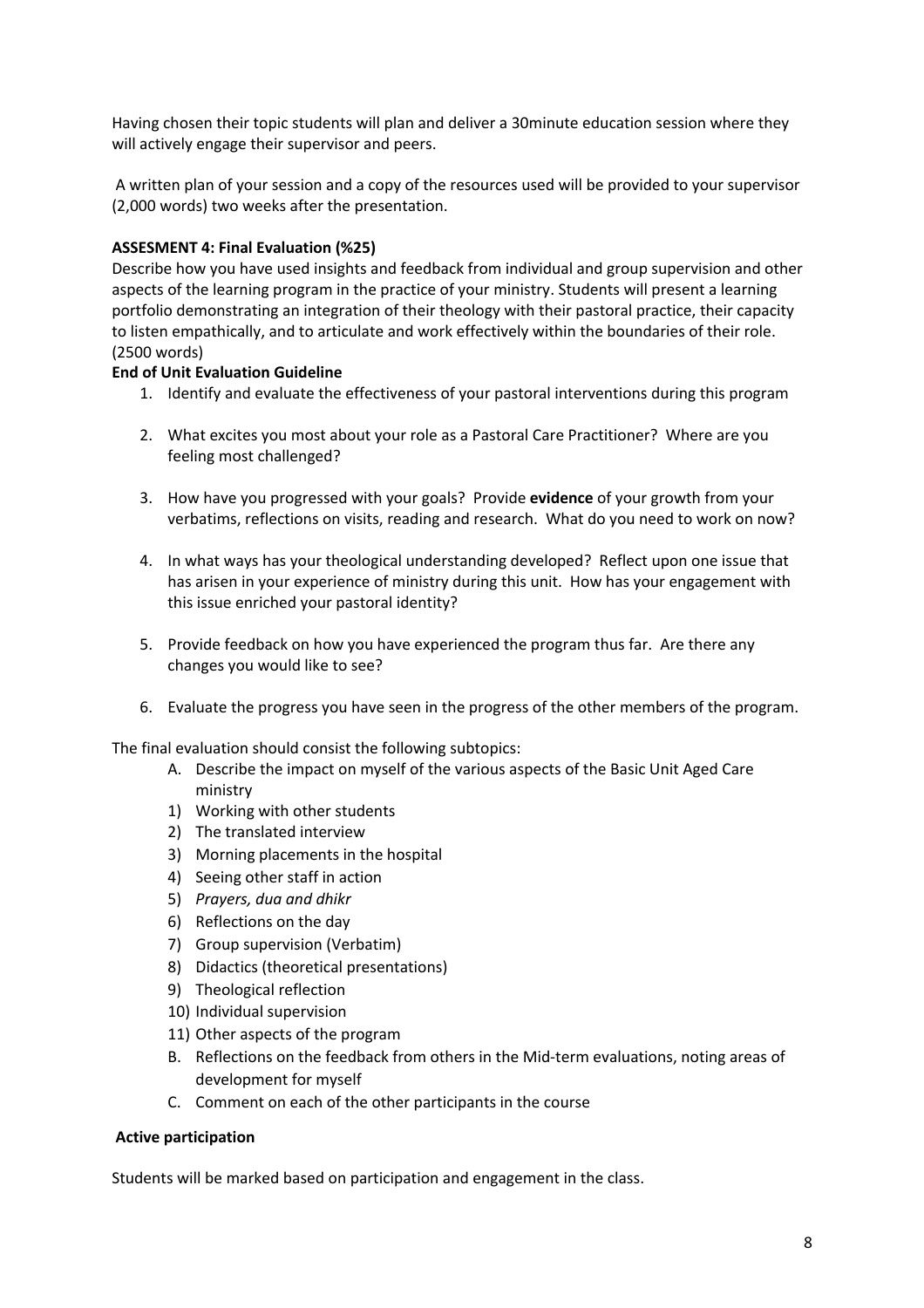Having chosen their topic students will plan and deliver a 30minute education session where they will actively engage their supervisor and peers.

A written plan of your session and a copy of the resources used will be provided to your supervisor (2,000 words) two weeks after the presentation.

**ASSESMENT 4: Final Evaluation (%25)**

Describe how you have used insights and feedback from individual and group supervision and other aspects of the learning program in the practice of your ministry. Students will present a learning portfolio demonstrating an integration of their theology with their pastoral practice, their capacity to listen empathically, and to articulate and work effectively within the boundaries of their role. (2500 words)

**End of Unit Evaluation Guideline**

1. Identify and evaluate the effectiveness of your pastoral interventions during this program
2. What excites you most about your role as a Pastoral Care Practitioner? Where are you feeling most challenged?
3. How have you progressed with your goals? Provide **evidence** of your growth from your verbatims, reflections on visits, reading and research. What do you need to work on now?
4. In what ways has your theological understanding developed? Reflect upon one issue that has arisen in your experience of ministry during this unit. How has your engagement with this issue enriched your pastoral identity?
5. Provide feedback on how you have experienced the program thus far. Are there any changes you would like to see?
6. Evaluate the progress you have seen in the progress of the other members of the program.

The final evaluation should consist the following subtopics:

A. Describe the impact on myself of the various aspects of the Basic Unit Aged Care ministry
   1) Working with other students
   2) The translated interview
   3) Morning placements in the hospital
   4) Seeing other staff in action
   5) *Prayers, dua and dhikr*
   6) Reflections on the day
   7) Group supervision (Verbatim)
   8) Didactics (theoretical presentations)
   9) Theological reflection
   10) Individual supervision
   11) Other aspects of the program
B. Reflections on the feedback from others in the Mid-term evaluations, noting areas of development for myself
C. Comment on each of the other participants in the course

**Active participation**

Students will be marked based on participation and engagement in the class.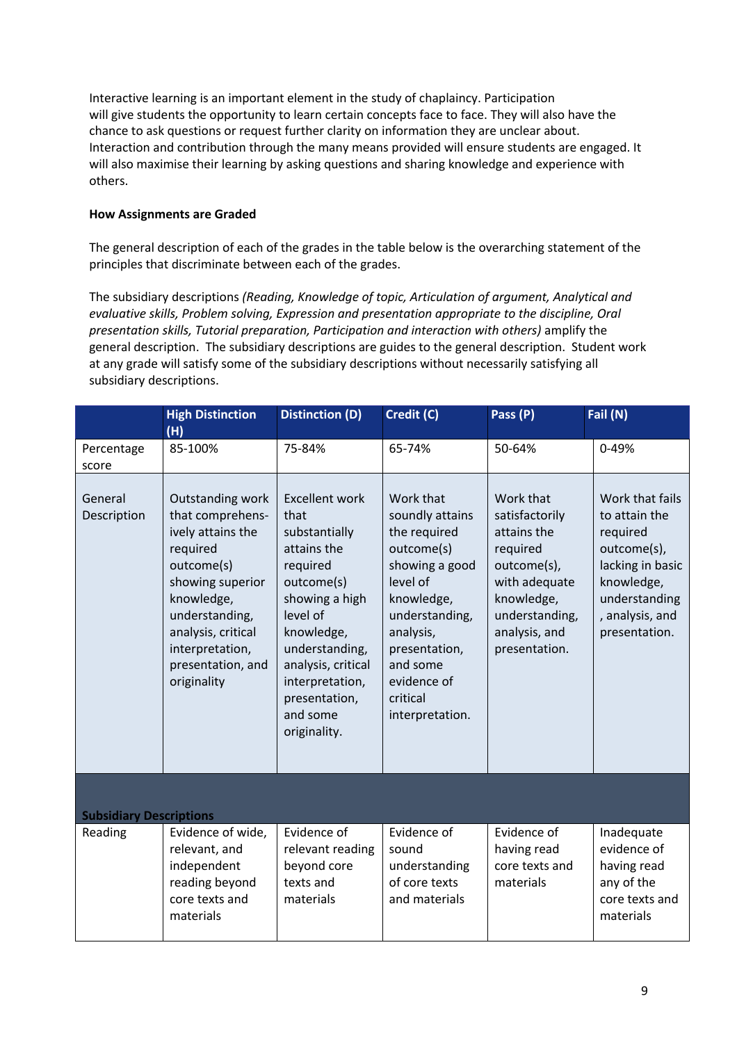Interactive learning is an important element in the study of chaplaincy. Participation will give students the opportunity to learn certain concepts face to face. They will also have the chance to ask questions or request further clarity on information they are unclear about. Interaction and contribution through the many means provided will ensure students are engaged. It will also maximise their learning by asking questions and sharing knowledge and experience with others.

**How Assignments are Graded**

The general description of each of the grades in the table below is the overarching statement of the principles that discriminate between each of the grades.

The subsidiary descriptions *(Reading, Knowledge of topic, Articulation of argument, Analytical and evaluative skills, Problem solving, Expression and presentation appropriate to the discipline, Oral presentation skills, Tutorial preparation, Participation and interaction with others)* amplify the general description. The subsidiary descriptions are guides to the general description. Student work at any grade will satisfy some of the subsidiary descriptions without necessarily satisfying all subsidiary descriptions.

| | High Distinction (H) | Distinction (D) | Credit (C) | Pass (P) | Fail (N) |
|---|---|---|---|---|---|
| Percentage score | 85-100% | 75-84% | 65-74% | 50-64% | 0-49% |
| General Description | Outstanding work that comprehens-ively attains the required outcome(s) showing superior knowledge, understanding, analysis, critical interpretation, presentation, and originality | Excellent work that substantially attains the required outcome(s) showing a high level of knowledge, understanding, analysis, critical interpretation, presentation, and some originality. | Work that soundly attains the required outcome(s) showing a good level of knowledge, understanding, analysis, presentation, and some evidence of critical interpretation. | Work that satisfactorily attains the required outcome(s), with adequate knowledge, understanding, analysis, and presentation. | Work that fails to attain the required outcome(s), lacking in basic knowledge, understanding, analysis, and presentation. |
| **Subsidiary Descriptions** | | | | | |
| Reading | Evidence of wide, relevant, and independent reading beyond core texts and materials | Evidence of relevant reading beyond core texts and materials | Evidence of sound understanding of core texts and materials | Evidence of having read core texts and materials | Inadequate evidence of having read any of the core texts and materials |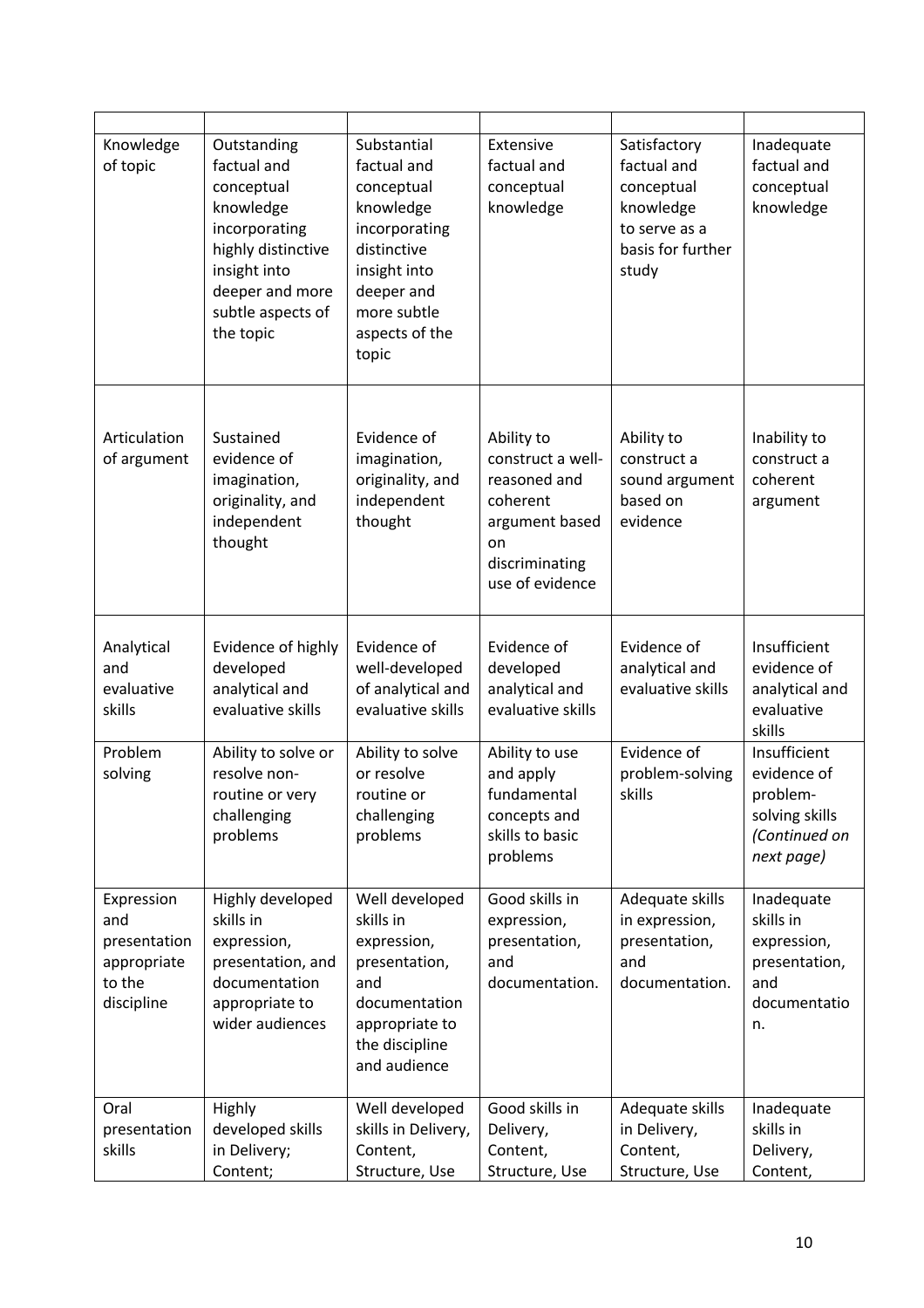| | | | | | |
|---|---|---|---|---|---|
| Knowledge of topic | Outstanding factual and conceptual knowledge incorporating highly distinctive insight into deeper and more subtle aspects of the topic | Substantial factual and conceptual knowledge incorporating distinctive insight into deeper and more subtle aspects of the topic | Extensive factual and conceptual knowledge | Satisfactory factual and conceptual knowledge to serve as a basis for further study | Inadequate factual and conceptual knowledge |
| Articulation of argument | Sustained evidence of imagination, originality, and independent thought | Evidence of imagination, originality, and independent thought | Ability to construct a well-reasoned and coherent argument based on discriminating use of evidence | Ability to construct a sound argument based on evidence | Inability to construct a coherent argument |
| Analytical and evaluative skills | Evidence of highly developed analytical and evaluative skills | Evidence of well-developed of analytical and evaluative skills | Evidence of developed analytical and evaluative skills | Evidence of analytical and evaluative skills | Insufficient evidence of analytical and evaluative skills |
| Problem solving | Ability to solve or resolve non-routine or very challenging problems | Ability to solve or resolve routine or challenging problems | Ability to use and apply fundamental concepts and skills to basic problems | Evidence of problem-solving skills | Insufficient evidence of problem-solving skills *(Continued on next page)* |
| Expression and presentation appropriate to the discipline | Highly developed skills in expression, presentation, and documentation appropriate to wider audiences | Well developed skills in expression, presentation, and documentation appropriate to the discipline and audience | Good skills in expression, presentation, and documentation. | Adequate skills in expression, presentation, and documentation. | Inadequate skills in expression, presentation, and documentation. |
| Oral presentation skills | Highly developed skills in Delivery; Content; | Well developed skills in Delivery, Content, Structure, Use | Good skills in Delivery, Content, Structure, Use | Adequate skills in Delivery, Content, Structure, Use | Inadequate skills in Delivery, Content, |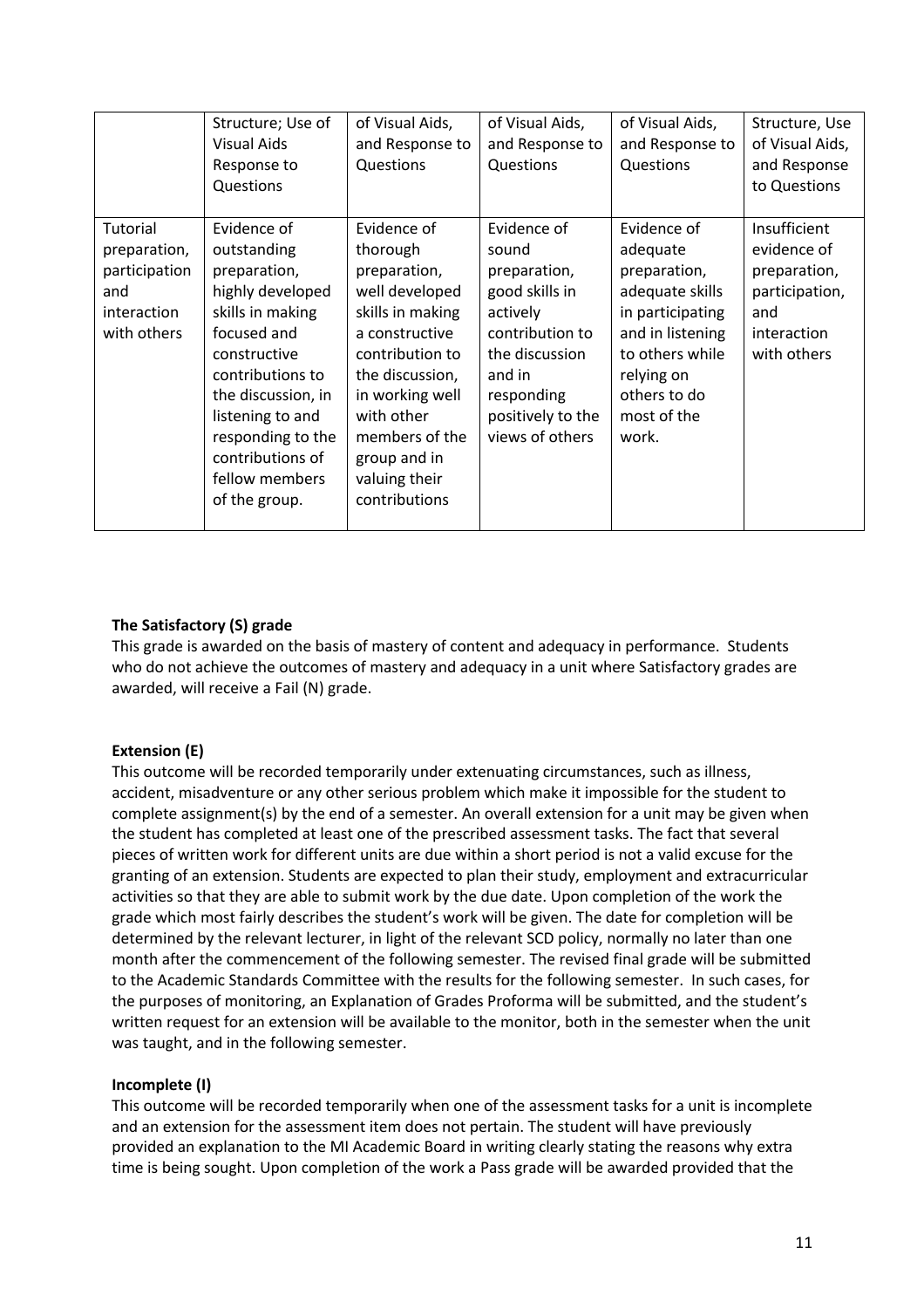| | Structure; Use of Visual Aids Response to Questions | of Visual Aids, and Response to Questions | of Visual Aids, and Response to Questions | of Visual Aids, and Response to Questions | Structure, Use of Visual Aids, and Response to Questions |
|---|---|---|---|---|---|
| Tutorial preparation, participation and interaction with others | Evidence of outstanding preparation, highly developed skills in making focused and constructive contributions to the discussion, in listening to and responding to the contributions of fellow members of the group. | Evidence of thorough preparation, well developed skills in making a constructive contribution to the discussion, in working well with other members of the group and in valuing their contributions | Evidence of sound preparation, good skills in actively contribution to the discussion and in responding positively to the views of others | Evidence of adequate preparation, adequate skills in participating and in listening to others while relying on others to do most of the work. | Insufficient evidence of preparation, participation, and interaction with others |

**The Satisfactory (S) grade**

This grade is awarded on the basis of mastery of content and adequacy in performance. Students who do not achieve the outcomes of mastery and adequacy in a unit where Satisfactory grades are awarded, will receive a Fail (N) grade.

**Extension (E)**

This outcome will be recorded temporarily under extenuating circumstances, such as illness, accident, misadventure or any other serious problem which make it impossible for the student to complete assignment(s) by the end of a semester. An overall extension for a unit may be given when the student has completed at least one of the prescribed assessment tasks. The fact that several pieces of written work for different units are due within a short period is not a valid excuse for the granting of an extension. Students are expected to plan their study, employment and extracurricular activities so that they are able to submit work by the due date. Upon completion of the work the grade which most fairly describes the student's work will be given. The date for completion will be determined by the relevant lecturer, in light of the relevant SCD policy, normally no later than one month after the commencement of the following semester. The revised final grade will be submitted to the Academic Standards Committee with the results for the following semester. In such cases, for the purposes of monitoring, an Explanation of Grades Proforma will be submitted, and the student's written request for an extension will be available to the monitor, both in the semester when the unit was taught, and in the following semester.

**Incomplete (I)**

This outcome will be recorded temporarily when one of the assessment tasks for a unit is incomplete and an extension for the assessment item does not pertain. The student will have previously provided an explanation to the MI Academic Board in writing clearly stating the reasons why extra time is being sought. Upon completion of the work a Pass grade will be awarded provided that the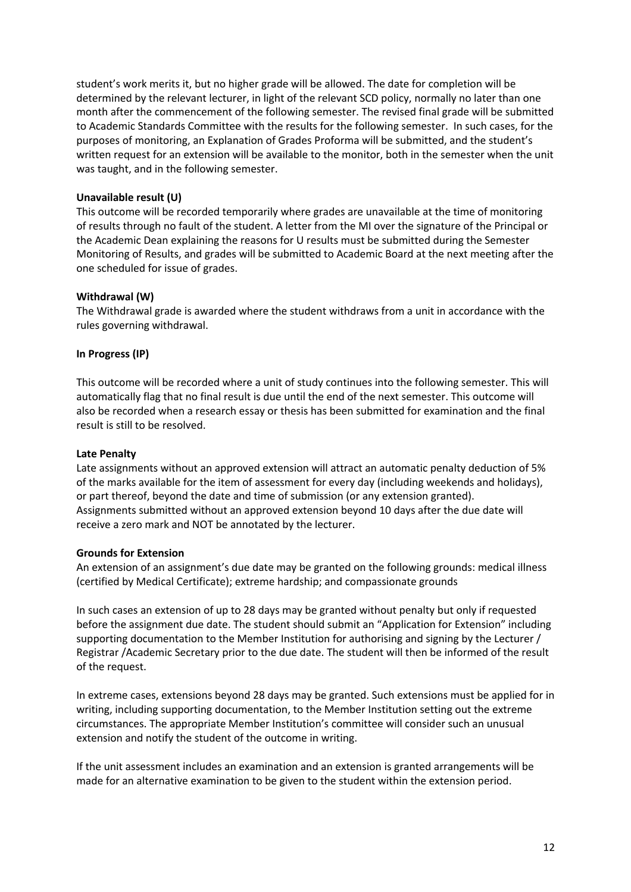student's work merits it, but no higher grade will be allowed. The date for completion will be determined by the relevant lecturer, in light of the relevant SCD policy, normally no later than one month after the commencement of the following semester. The revised final grade will be submitted to Academic Standards Committee with the results for the following semester. In such cases, for the purposes of monitoring, an Explanation of Grades Proforma will be submitted, and the student's written request for an extension will be available to the monitor, both in the semester when the unit was taught, and in the following semester.

**Unavailable result (U)**

This outcome will be recorded temporarily where grades are unavailable at the time of monitoring of results through no fault of the student. A letter from the MI over the signature of the Principal or the Academic Dean explaining the reasons for U results must be submitted during the Semester Monitoring of Results, and grades will be submitted to Academic Board at the next meeting after the one scheduled for issue of grades.

**Withdrawal (W)**

The Withdrawal grade is awarded where the student withdraws from a unit in accordance with the rules governing withdrawal.

**In Progress (IP)**

This outcome will be recorded where a unit of study continues into the following semester. This will automatically flag that no final result is due until the end of the next semester. This outcome will also be recorded when a research essay or thesis has been submitted for examination and the final result is still to be resolved.

**Late Penalty**

Late assignments without an approved extension will attract an automatic penalty deduction of 5% of the marks available for the item of assessment for every day (including weekends and holidays), or part thereof, beyond the date and time of submission (or any extension granted). Assignments submitted without an approved extension beyond 10 days after the due date will receive a zero mark and NOT be annotated by the lecturer.

**Grounds for Extension**

An extension of an assignment's due date may be granted on the following grounds: medical illness (certified by Medical Certificate); extreme hardship; and compassionate grounds

In such cases an extension of up to 28 days may be granted without penalty but only if requested before the assignment due date. The student should submit an "Application for Extension" including supporting documentation to the Member Institution for authorising and signing by the Lecturer / Registrar /Academic Secretary prior to the due date. The student will then be informed of the result of the request.

In extreme cases, extensions beyond 28 days may be granted. Such extensions must be applied for in writing, including supporting documentation, to the Member Institution setting out the extreme circumstances. The appropriate Member Institution's committee will consider such an unusual extension and notify the student of the outcome in writing.

If the unit assessment includes an examination and an extension is granted arrangements will be made for an alternative examination to be given to the student within the extension period.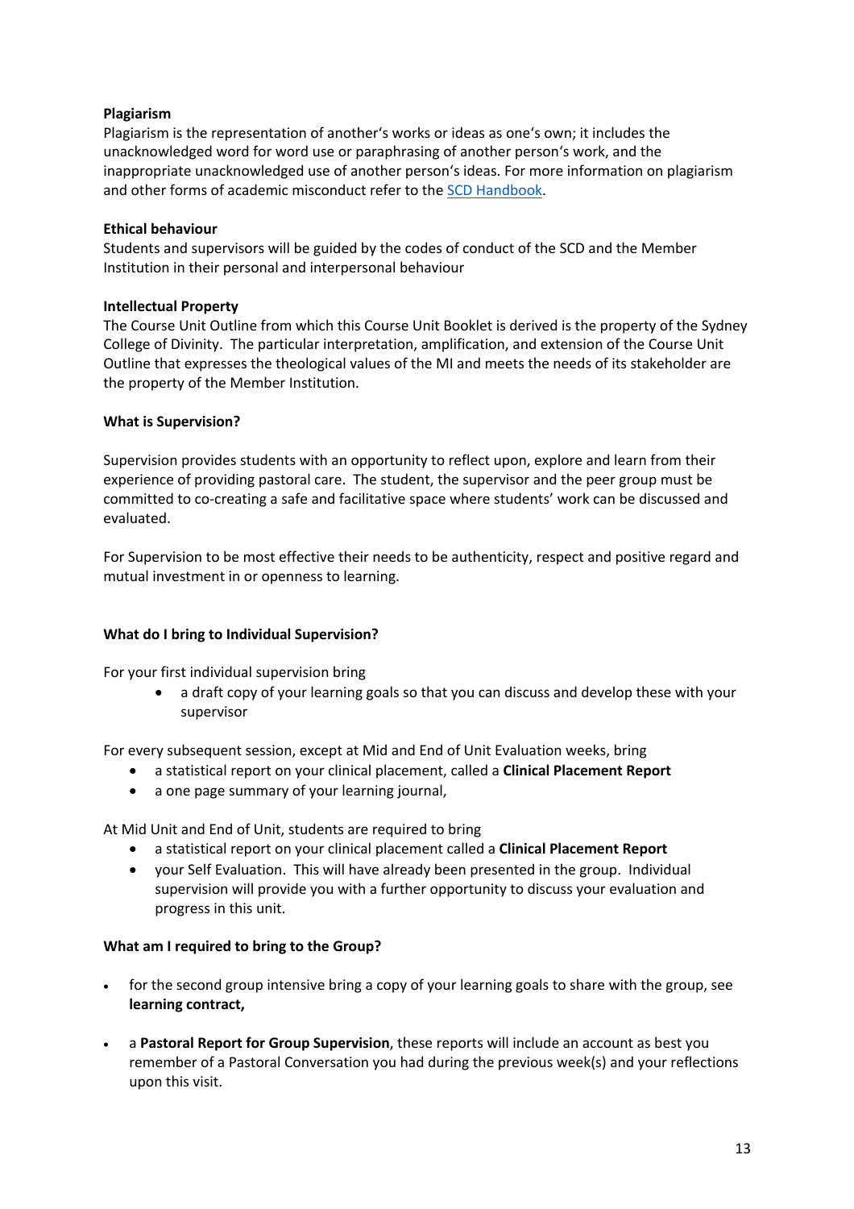**Plagiarism**
Plagiarism is the representation of another's works or ideas as one's own; it includes the unacknowledged word for word use or paraphrasing of another person's work, and the inappropriate unacknowledged use of another person's ideas. For more information on plagiarism and other forms of academic misconduct refer to the SCD Handbook.

**Ethical behaviour**
Students and supervisors will be guided by the codes of conduct of the SCD and the Member Institution in their personal and interpersonal behaviour

**Intellectual Property**
The Course Unit Outline from which this Course Unit Booklet is derived is the property of the Sydney College of Divinity. The particular interpretation, amplification, and extension of the Course Unit Outline that expresses the theological values of the MI and meets the needs of its stakeholder are the property of the Member Institution.

**What is Supervision?**

Supervision provides students with an opportunity to reflect upon, explore and learn from their experience of providing pastoral care. The student, the supervisor and the peer group must be committed to co-creating a safe and facilitative space where students' work can be discussed and evaluated.

For Supervision to be most effective their needs to be authenticity, respect and positive regard and mutual investment in or openness to learning.

**What do I bring to Individual Supervision?**

For your first individual supervision bring

- a draft copy of your learning goals so that you can discuss and develop these with your supervisor

For every subsequent session, except at Mid and End of Unit Evaluation weeks, bring

- a statistical report on your clinical placement, called a **Clinical Placement Report**
- a one page summary of your learning journal,

At Mid Unit and End of Unit, students are required to bring

- a statistical report on your clinical placement called a **Clinical Placement Report**
- your Self Evaluation. This will have already been presented in the group. Individual supervision will provide you with a further opportunity to discuss your evaluation and progress in this unit.

**What am I required to bring to the Group?**

- for the second group intensive bring a copy of your learning goals to share with the group, see **learning contract,**
- a **Pastoral Report for Group Supervision**, these reports will include an account as best you remember of a Pastoral Conversation you had during the previous week(s) and your reflections upon this visit.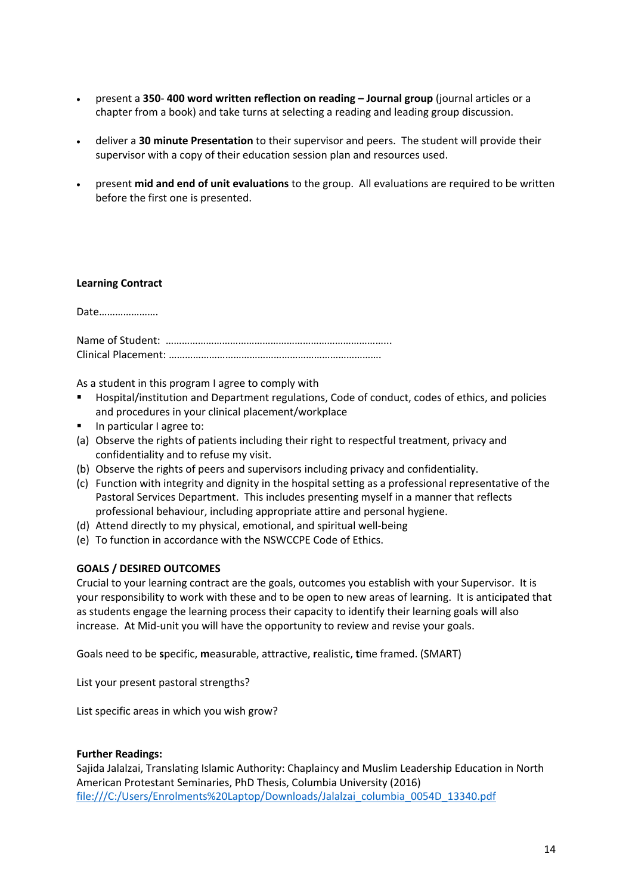- present a **350- 400 word written reflection on reading – Journal group** (journal articles or a chapter from a book) and take turns at selecting a reading and leading group discussion.

- deliver a **30 minute Presentation** to their supervisor and peers. The student will provide their supervisor with a copy of their education session plan and resources used.

- present **mid and end of unit evaluations** to the group. All evaluations are required to be written before the first one is presented.

**Learning Contract**

Date…………………..

Name of Student: ………………………………………………………………………..
Clinical Placement: …………………………………………………………………….

As a student in this program I agree to comply with

- Hospital/institution and Department regulations, Code of conduct, codes of ethics, and policies and procedures in your clinical placement/workplace
- In particular I agree to:

(a) Observe the rights of patients including their right to respectful treatment, privacy and confidentiality and to refuse my visit.
(b) Observe the rights of peers and supervisors including privacy and confidentiality.
(c) Function with integrity and dignity in the hospital setting as a professional representative of the Pastoral Services Department. This includes presenting myself in a manner that reflects professional behaviour, including appropriate attire and personal hygiene.
(d) Attend directly to my physical, emotional, and spiritual well-being
(e) To function in accordance with the NSWCCPE Code of Ethics.

**GOALS / DESIRED OUTCOMES**

Crucial to your learning contract are the goals, outcomes you establish with your Supervisor. It is your responsibility to work with these and to be open to new areas of learning. It is anticipated that as students engage the learning process their capacity to identify their learning goals will also increase. At Mid-unit you will have the opportunity to review and revise your goals.

Goals need to be **s**pecific, **m**easurable, attractive, **r**ealistic, **t**ime framed. (SMART)

List your present pastoral strengths?

List specific areas in which you wish grow?

**Further Readings:**

Sajida Jalalzai, Translating Islamic Authority: Chaplaincy and Muslim Leadership Education in North American Protestant Seminaries, PhD Thesis, Columbia University (2016)
file:///C:/Users/Enrolments%20Laptop/Downloads/Jalalzai_columbia_0054D_13340.pdf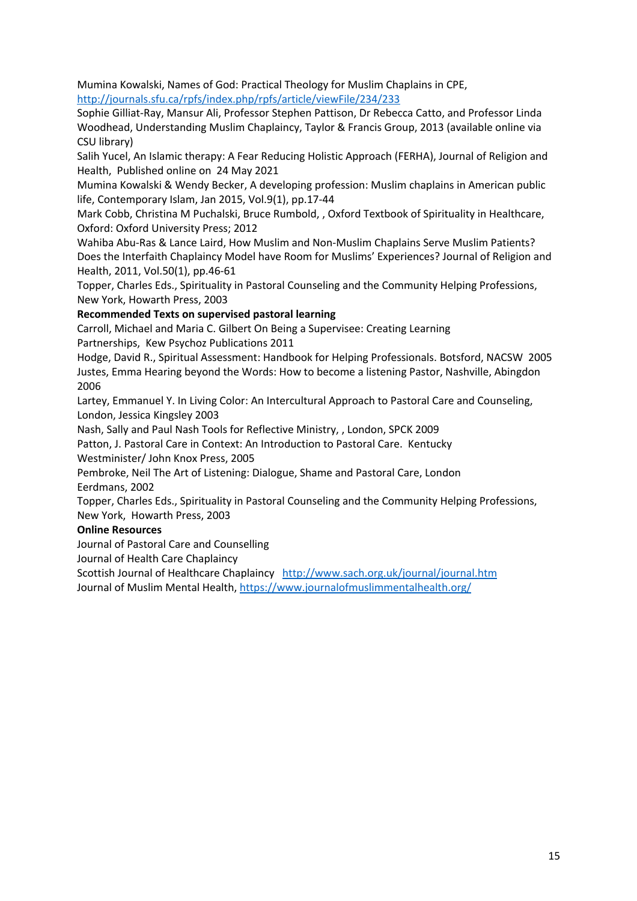Mumina Kowalski, Names of God: Practical Theology for Muslim Chaplains in CPE, http://journals.sfu.ca/rpfs/index.php/rpfs/article/viewFile/234/233

Sophie Gilliat-Ray, Mansur Ali, Professor Stephen Pattison, Dr Rebecca Catto, and Professor Linda Woodhead, Understanding Muslim Chaplaincy, Taylor & Francis Group, 2013 (available online via CSU library)

Salih Yucel, An Islamic therapy: A Fear Reducing Holistic Approach (FERHA), Journal of Religion and Health, Published online on 24 May 2021

Mumina Kowalski & Wendy Becker, A developing profession: Muslim chaplains in American public life, Contemporary Islam, Jan 2015, Vol.9(1), pp.17-44

Mark Cobb, Christina M Puchalski, Bruce Rumbold, , Oxford Textbook of Spirituality in Healthcare, Oxford: Oxford University Press; 2012

Wahiba Abu-Ras & Lance Laird, How Muslim and Non-Muslim Chaplains Serve Muslim Patients? Does the Interfaith Chaplaincy Model have Room for Muslims' Experiences? Journal of Religion and Health, 2011, Vol.50(1), pp.46-61

Topper, Charles Eds., Spirituality in Pastoral Counseling and the Community Helping Professions, New York, Howarth Press, 2003

**Recommended Texts on supervised pastoral learning**

Carroll, Michael and Maria C. Gilbert On Being a Supervisee: Creating Learning Partnerships, Kew Psychoz Publications 2011

Hodge, David R., Spiritual Assessment: Handbook for Helping Professionals. Botsford, NACSW 2005

Justes, Emma Hearing beyond the Words: How to become a listening Pastor, Nashville, Abingdon 2006

Lartey, Emmanuel Y. In Living Color: An Intercultural Approach to Pastoral Care and Counseling, London, Jessica Kingsley 2003

Nash, Sally and Paul Nash Tools for Reflective Ministry, , London, SPCK 2009

Patton, J. Pastoral Care in Context: An Introduction to Pastoral Care. Kentucky Westminister/ John Knox Press, 2005

Pembroke, Neil The Art of Listening: Dialogue, Shame and Pastoral Care, London Eerdmans, 2002

Topper, Charles Eds., Spirituality in Pastoral Counseling and the Community Helping Professions, New York, Howarth Press, 2003

**Online Resources**

Journal of Pastoral Care and Counselling

Journal of Health Care Chaplaincy

Scottish Journal of Healthcare Chaplaincy http://www.sach.org.uk/journal/journal.htm

Journal of Muslim Mental Health, https://www.journalofmuslimmentalhealth.org/